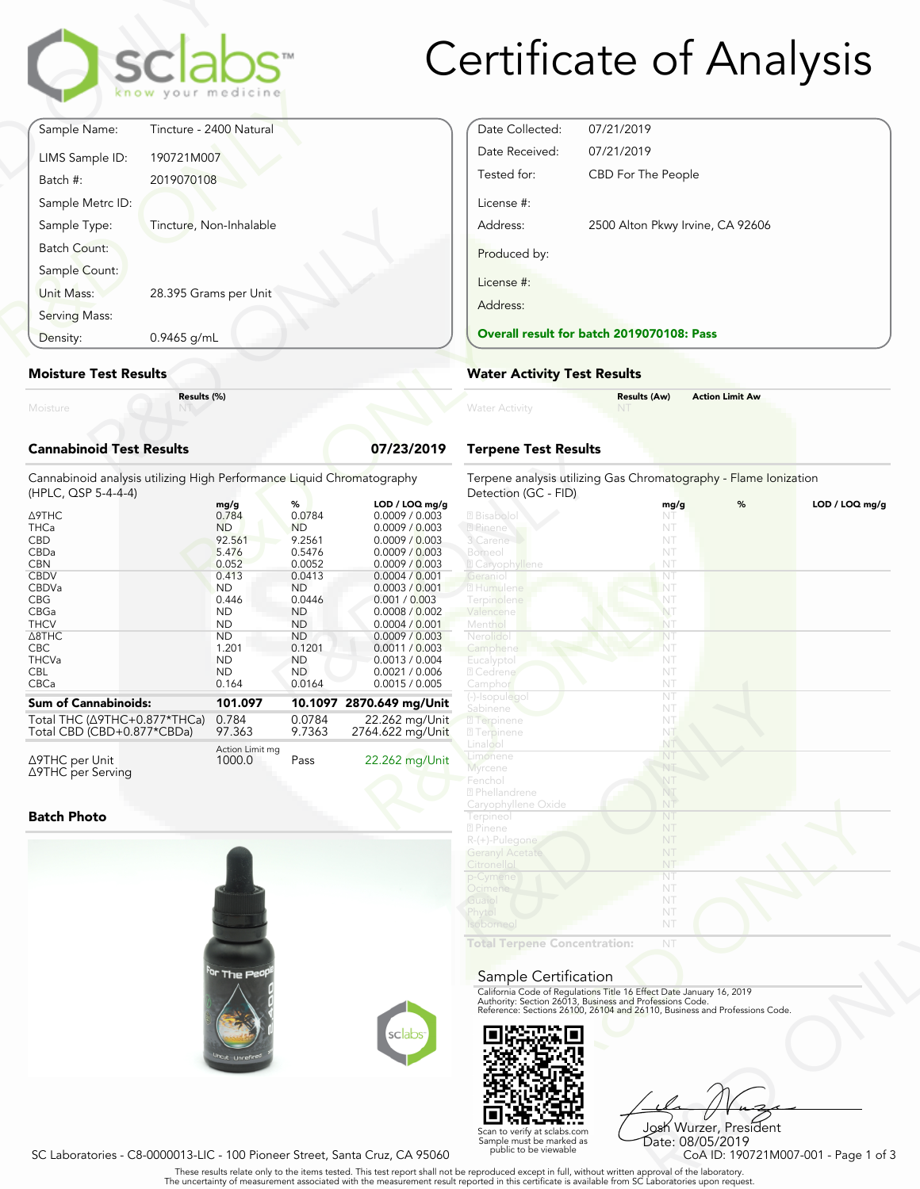# Certificate of Analysis

sclabs — know your medicine

| | |
|---|---|
| Sample Name: | Tincture - 2400 Natural |
| LIMS Sample ID: | 190721M007 |
| Batch #: | 2019070108 |
| Sample Metrc ID: | |
| Sample Type: | Tincture, Non-Inhalable |
| Batch Count: | |
| Sample Count: | |
| Unit Mass: | 28.395 Grams per Unit |
| Serving Mass: | |
| Density: | 0.9465 g/mL |

| | |
|---|---|
| Date Collected: | 07/21/2019 |
| Date Received: | 07/21/2019 |
| Tested for: | CBD For The People |
| License #: | |
| Address: | 2500 Alton Pkwy Irvine, CA 92606 |
| Produced by: | |
| License #: | |
| Address: | |

**Overall result for batch 2019070108: Pass**

## Moisture Test Results

| | Results (%) |
|---|---|
| Moisture | NT |

## Water Activity Test Results

| | Results (Aw) | Action Limit Aw |
|---|---|---|
| Water Activity | NT | |

## Cannabinoid Test Results — 07/23/2019

Cannabinoid analysis utilizing High Performance Liquid Chromatography (HPLC, QSP 5-4-4-4)

| | mg/g | % | LOD / LOQ mg/g |
|---|---|---|---|
| Δ9THC | 0.784 | 0.0784 | 0.0009 / 0.003 |
| THCa | ND | ND | 0.0009 / 0.003 |
| CBD | 92.561 | 9.2561 | 0.0009 / 0.003 |
| CBDa | 5.476 | 0.5476 | 0.0009 / 0.003 |
| CBN | 0.052 | 0.0052 | 0.0009 / 0.003 |
| CBDV | 0.413 | 0.0413 | 0.0004 / 0.001 |
| CBDVa | ND | ND | 0.0003 / 0.001 |
| CBG | 0.446 | 0.0446 | 0.001 / 0.003 |
| CBGa | ND | ND | 0.0008 / 0.002 |
| THCV | ND | ND | 0.0004 / 0.001 |
| Δ8THC | ND | ND | 0.0009 / 0.003 |
| CBC | 1.201 | 0.1201 | 0.0011 / 0.003 |
| THCVa | ND | ND | 0.0013 / 0.004 |
| CBL | ND | ND | 0.0021 / 0.006 |
| CBCa | 0.164 | 0.0164 | 0.0015 / 0.005 |
| **Sum of Cannabinoids:** | **101.097** | **10.1097** | **2870.649 mg/Unit** |
| Total THC (Δ9THC+0.877*THCa) | 0.784 | 0.0784 | 22.262 mg/Unit |
| Total CBD (CBD+0.877*CBDa) | 97.363 | 9.7363 | 2764.622 mg/Unit |

| | Action Limit mg | | |
|---|---|---|---|
| Δ9THC per Unit | 1000.0 | Pass | 22.262 mg/Unit |
| Δ9THC per Serving | | | |

## Terpene Test Results

Terpene analysis utilizing Gas Chromatography - Flame Ionization Detection (GC - FID)

| | mg/g | % | LOD / LOQ mg/g |
|---|---|---|---|
| Bisabolol | NT | | |
| Pinene | NT | | |
| 3 Carene | NT | | |
| Borneol | NT | | |
| Caryophyllene | NT | | |
| Geraniol | NT | | |
| Humulene | NT | | |
| Terpinolene | NT | | |
| Valencene | NT | | |
| Menthol | NT | | |
| Nerolidol | NT | | |
| Camphene | NT | | |
| Eucalyptol | NT | | |
| Cedrene | NT | | |
| Camphor | NT | | |
| (-)-Isopulegol | NT | | |
| Sabinene | NT | | |
| Terpinene | NT | | |
| Terpinene | NT | | |
| Linalool | NT | | |
| Limonene | NT | | |
| Myrcene | NT | | |
| Fenchol | NT | | |
| Phellandrene | NT | | |
| Caryophyllene Oxide | NT | | |
| Terpineol | NT | | |
| Pinene | NT | | |
| R-(+)-Pulegone | NT | | |
| Geranyl Acetate | NT | | |
| Citronellol | NT | | |
| p-Cymene | NT | | |
| Ocimene | NT | | |
| Guaiol | NT | | |
| Phytol | NT | | |
| Isoborneol | NT | | |
| **Total Terpene Concentration:** | NT | | |

## Batch Photo

## Sample Certification

California Code of Regulations Title 16 Effect Date January 16, 2019
Authority: Section 26013, Business and Professions Code.
Reference: Sections 26100, 26104 and 26110, Business and Professions Code.

Scan to verify at sclabs.com
Sample must be marked as public to be viewable

Josh Wurzer, President
Date: 08/05/2019

SC Laboratories - C8-0000013-LIC - 100 Pioneer Street, Santa Cruz, CA 95060

CoA ID: 190721M007-001

These results relate only to the items tested. This test report shall not be reproduced except in full, without written approval of the laboratory.
The uncertainty of measurement associated with the measurement result reported in this certificate is available from SC Laboratories upon request.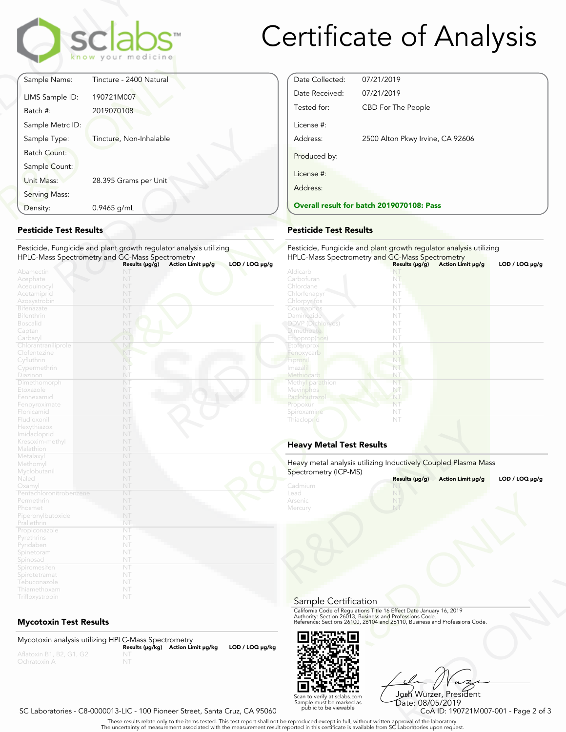# Certificate of Analysis

sclabs — know your medicine

| | |
|---|---|
| Sample Name: | Tincture - 2400 Natural |
| LIMS Sample ID: | 190721M007 |
| Batch #: | 2019070108 |
| Sample Metrc ID: | |
| Sample Type: | Tincture, Non-Inhalable |
| Batch Count: | |
| Sample Count: | |
| Unit Mass: | 28.395 Grams per Unit |
| Serving Mass: | |
| Density: | 0.9465 g/mL |

| | |
|---|---|
| Date Collected: | 07/21/2019 |
| Date Received: | 07/21/2019 |
| Tested for: | CBD For The People |
| License #: | |
| Address: | 2500 Alton Pkwy Irvine, CA 92606 |
| Produced by: | |
| License #: | |
| Address: | |

**Overall result for batch 2019070108: Pass**

## Pesticide Test Results

Pesticide, Fungicide and plant growth regulator analysis utilizing HPLC-Mass Spectrometry and GC-Mass Spectrometry

| | Results (µg/g) | Action Limit µg/g | LOD / LOQ µg/g |
|---|---|---|---|
| Abamectin | NT | | |
| Acephate | NT | | |
| Acequinocyl | NT | | |
| Acetamiprid | NT | | |
| Azoxystrobin | NT | | |
| Bifenazate | NT | | |
| Bifenthrin | NT | | |
| Boscalid | NT | | |
| Captan | NT | | |
| Carbaryl | NT | | |
| Chlorantraniliprole | NT | | |
| Clofentezine | NT | | |
| Cyfluthrin | NT | | |
| Cypermethrin | NT | | |
| Diazinon | NT | | |
| Dimethomorph | NT | | |
| Etoxazole | NT | | |
| Fenhexamid | NT | | |
| Fenpyroximate | NT | | |
| Flonicamid | NT | | |
| Fludioxonil | NT | | |
| Hexythiazox | NT | | |
| Imidacloprid | NT | | |
| Kresoxim-methyl | NT | | |
| Malathion | NT | | |
| Metalaxyl | NT | | |
| Methomyl | NT | | |
| Myclobutanil | NT | | |
| Naled | NT | | |
| Oxamyl | NT | | |
| Pentachloronitrobenzene | NT | | |
| Permethrin | NT | | |
| Phosmet | NT | | |
| Piperonylbutoxide | NT | | |
| Prallethrin | NT | | |
| Propiconazole | NT | | |
| Pyrethrins | NT | | |
| Pyridaben | NT | | |
| Spinetoram | NT | | |
| Spinosad | NT | | |
| Spiromesifen | NT | | |
| Spirotetramat | NT | | |
| Tebuconazole | NT | | |
| Thiamethoxam | NT | | |
| Trifloxystrobin | NT | | |

## Pesticide Test Results

Pesticide, Fungicide and plant growth regulator analysis utilizing HPLC-Mass Spectrometry and GC-Mass Spectrometry

| | Results (µg/g) | Action Limit µg/g | LOD / LOQ µg/g |
|---|---|---|---|
| Aldicarb | NT | | |
| Carbofuran | NT | | |
| Chlordane | NT | | |
| Chlorfenapyr | NT | | |
| Chlorpyrifos | NT | | |
| Coumaphos | NT | | |
| Daminozide | NT | | |
| DDVP (Dichlorvos) | NT | | |
| Dimethoate | NT | | |
| Ethoprop(hos) | NT | | |
| Etofenprox | NT | | |
| Fenoxycarb | NT | | |
| Fipronil | NT | | |
| Imazalil | NT | | |
| Methiocarb | NT | | |
| Methyl parathion | NT | | |
| Mevinphos | NT | | |
| Paclobutrazol | NT | | |
| Propoxur | NT | | |
| Spiroxamine | NT | | |
| Thiacloprid | NT | | |

## Heavy Metal Test Results

Heavy metal analysis utilizing Inductively Coupled Plasma Mass Spectrometry (ICP-MS)

| | Results (µg/g) | Action Limit µg/g | LOD / LOQ µg/g |
|---|---|---|---|
| Cadmium | NT | | |
| Lead | NT | | |
| Arsenic | NT | | |
| Mercury | NT | | |

## Mycotoxin Test Results

Mycotoxin analysis utilizing HPLC-Mass Spectrometry

| | Results (µg/kg) | Action Limit µg/kg | LOD / LOQ µg/kg |
|---|---|---|---|
| Aflatoxin B1, B2, G1, G2 | NT | | |
| Ochratoxin A | NT | | |

## Sample Certification

California Code of Regulations Title 16 Effect Date January 16, 2019
Authority: Section 26013, Business and Professions Code.
Reference: Sections 26100, 26104 and 26110, Business and Professions Code.

Scan to verify at sclabs.com
Sample must be marked as public to be viewable

Josh Wurzer, President
Date: 08/05/2019

SC Laboratories - C8-0000013-LIC - 100 Pioneer Street, Santa Cruz, CA 95060

CoA ID: 190721M007-001

These results relate only to the items tested. This test report shall not be reproduced except in full, without written approval of the laboratory.
The uncertainty of measurement associated with the measurement result reported in this certificate is available from SC Laboratories upon request.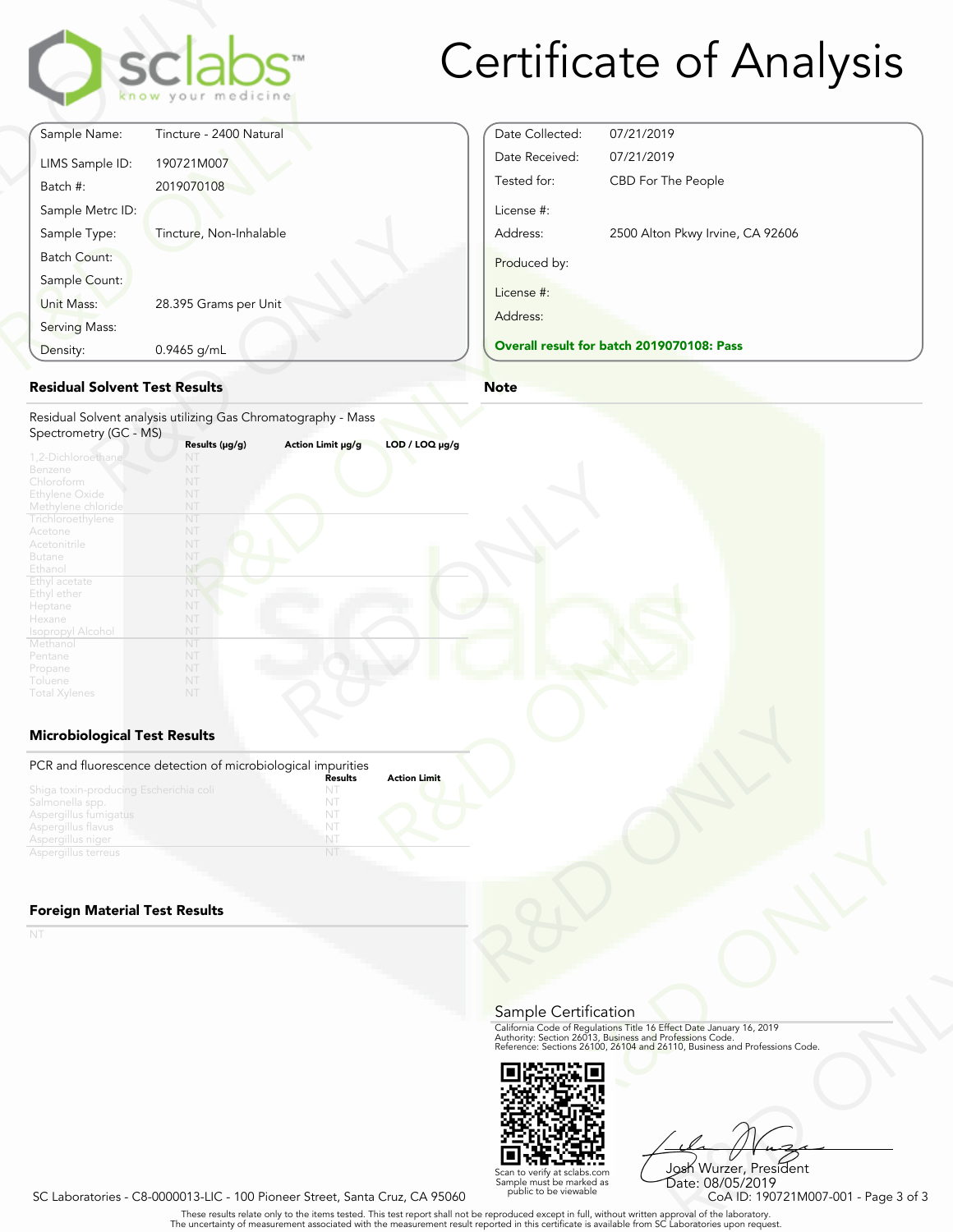# Certificate of Analysis

| | |
|---|---|
| Sample Name: | Tincture - 2400 Natural |
| LIMS Sample ID: | 190721M007 |
| Batch #: | 2019070108 |
| Sample Metrc ID: | |
| Sample Type: | Tincture, Non-Inhalable |
| Batch Count: | |
| Sample Count: | |
| Unit Mass: | 28.395 Grams per Unit |
| Serving Mass: | |
| Density: | 0.9465 g/mL |

| | |
|---|---|
| Date Collected: | 07/21/2019 |
| Date Received: | 07/21/2019 |
| Tested for: | CBD For The People |
| License #: | |
| Address: | 2500 Alton Pkwy Irvine, CA 92606 |
| Produced by: | |
| License #: | |
| Address: | |

**Overall result for batch 2019070108: Pass**

## Residual Solvent Test Results

Residual Solvent analysis utilizing Gas Chromatography - Mass Spectrometry (GC - MS)

| | Results (µg/g) | Action Limit µg/g | LOD / LOQ µg/g |
|---|---|---|---|
| 1,2-Dichloroethane | NT | | |
| Benzene | NT | | |
| Chloroform | NT | | |
| Ethylene Oxide | NT | | |
| Methylene chloride | NT | | |
| Trichloroethylene | NT | | |
| Acetone | NT | | |
| Acetonitrile | NT | | |
| Butane | NT | | |
| Ethanol | NT | | |
| Ethyl acetate | NT | | |
| Ethyl ether | NT | | |
| Heptane | NT | | |
| Hexane | NT | | |
| Isopropyl Alcohol | NT | | |
| Methanol | NT | | |
| Pentane | NT | | |
| Propane | NT | | |
| Toluene | NT | | |
| Total Xylenes | NT | | |

## Microbiological Test Results

PCR and fluorescence detection of microbiological impurities

| | Results | Action Limit |
|---|---|---|
| Shiga toxin-producing Escherichia coli | NT | |
| Salmonella spp. | NT | |
| Aspergillus fumigatus | NT | |
| Aspergillus flavus | NT | |
| Aspergillus niger | NT | |
| Aspergillus terreus | NT | |

## Foreign Material Test Results

NT

## Note

## Sample Certification

California Code of Regulations Title 16 Effect Date January 16, 2019
Authority: Section 26013, Business and Professions Code.
Reference: Sections 26100, 26104 and 26110, Business and Professions Code.

Scan to verify at sclabs.com
Sample must be marked as public to be viewable

Josh Wurzer, President
Date: 08/05/2019

SC Laboratories - C8-0000013-LIC - 100 Pioneer Street, Santa Cruz, CA 95060

CoA ID: 190721M007-001

These results relate only to the items tested. This test report shall not be reproduced except in full, without written approval of the laboratory.
The uncertainty of measurement associated with the measurement result reported in this certificate is available from SC Laboratories upon request.